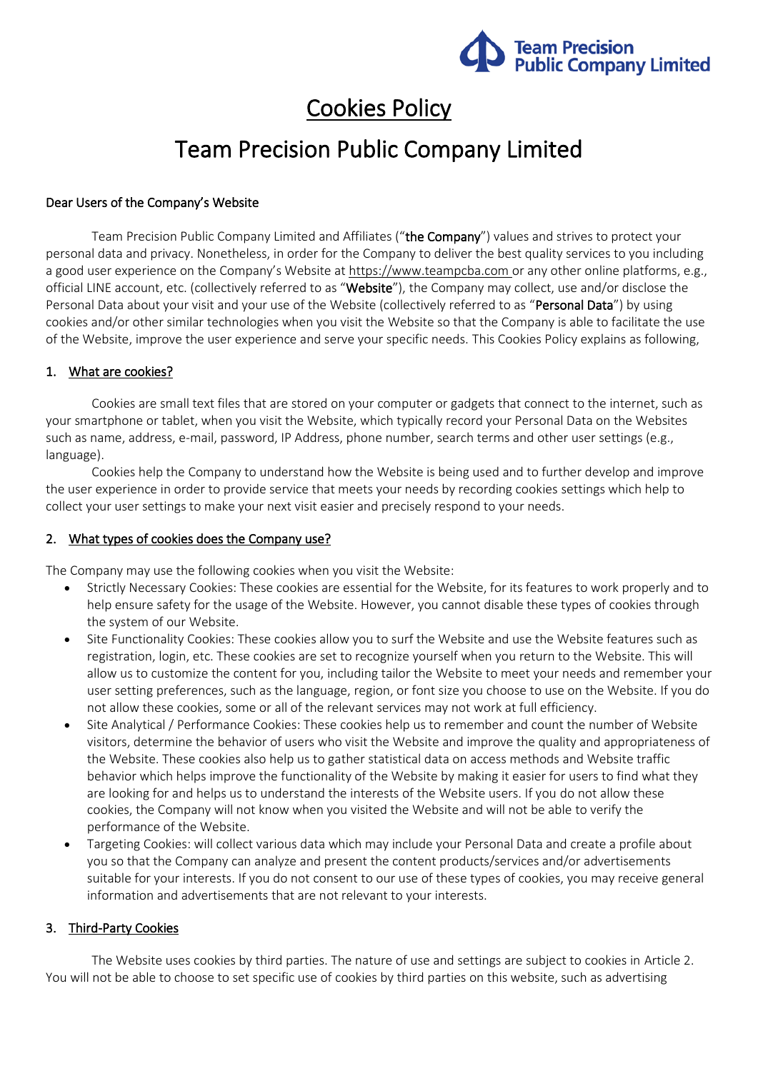# Cookies Policy

# Team Precision Public Company Limited

Dear Users of the Company's Website

Team Precision Public Company Limited and Affiliates ("**the Company**") values and strives to protect your personal data and privacy. Nonetheless, in order for the Company to deliver the best quality services to you including a good user experience on the Company's Website at https://www.teampcba.com or any other online platforms, e.g., official LINE account, etc. (collectively referred to as "**Website**"), the Company may collect, use and/or disclose the Personal Data about your visit and your use of the Website (collectively referred to as "**Personal Data**") by using cookies and/or other similar technologies when you visit the Website so that the Company is able to facilitate the use of the Website, improve the user experience and serve your specific needs. This Cookies Policy explains as following,

## 1. What are cookies?

Cookies are small text files that are stored on your computer or gadgets that connect to the internet, such as your smartphone or tablet, when you visit the Website, which typically record your Personal Data on the Websites such as name, address, e-mail, password, IP Address, phone number, search terms and other user settings (e.g., language).

Cookies help the Company to understand how the Website is being used and to further develop and improve the user experience in order to provide service that meets your needs by recording cookies settings which help to collect your user settings to make your next visit easier and precisely respond to your needs.

## 2. What types of cookies does the Company use?

The Company may use the following cookies when you visit the Website:

- Strictly Necessary Cookies: These cookies are essential for the Website, for its features to work properly and to help ensure safety for the usage of the Website. However, you cannot disable these types of cookies through the system of our Website.
- Site Functionality Cookies: These cookies allow you to surf the Website and use the Website features such as registration, login, etc. These cookies are set to recognize yourself when you return to the Website. This will allow us to customize the content for you, including tailor the Website to meet your needs and remember your user setting preferences, such as the language, region, or font size you choose to use on the Website. If you do not allow these cookies, some or all of the relevant services may not work at full efficiency.
- Site Analytical / Performance Cookies: These cookies help us to remember and count the number of Website visitors, determine the behavior of users who visit the Website and improve the quality and appropriateness of the Website. These cookies also help us to gather statistical data on access methods and Website traffic behavior which helps improve the functionality of the Website by making it easier for users to find what they are looking for and helps us to understand the interests of the Website users. If you do not allow these cookies, the Company will not know when you visited the Website and will not be able to verify the performance of the Website.
- Targeting Cookies: will collect various data which may include your Personal Data and create a profile about you so that the Company can analyze and present the content products/services and/or advertisements suitable for your interests. If you do not consent to our use of these types of cookies, you may receive general information and advertisements that are not relevant to your interests.

## 3. Third-Party Cookies

The Website uses cookies by third parties. The nature of use and settings are subject to cookies in Article 2. You will not be able to choose to set specific use of cookies by third parties on this website, such as advertising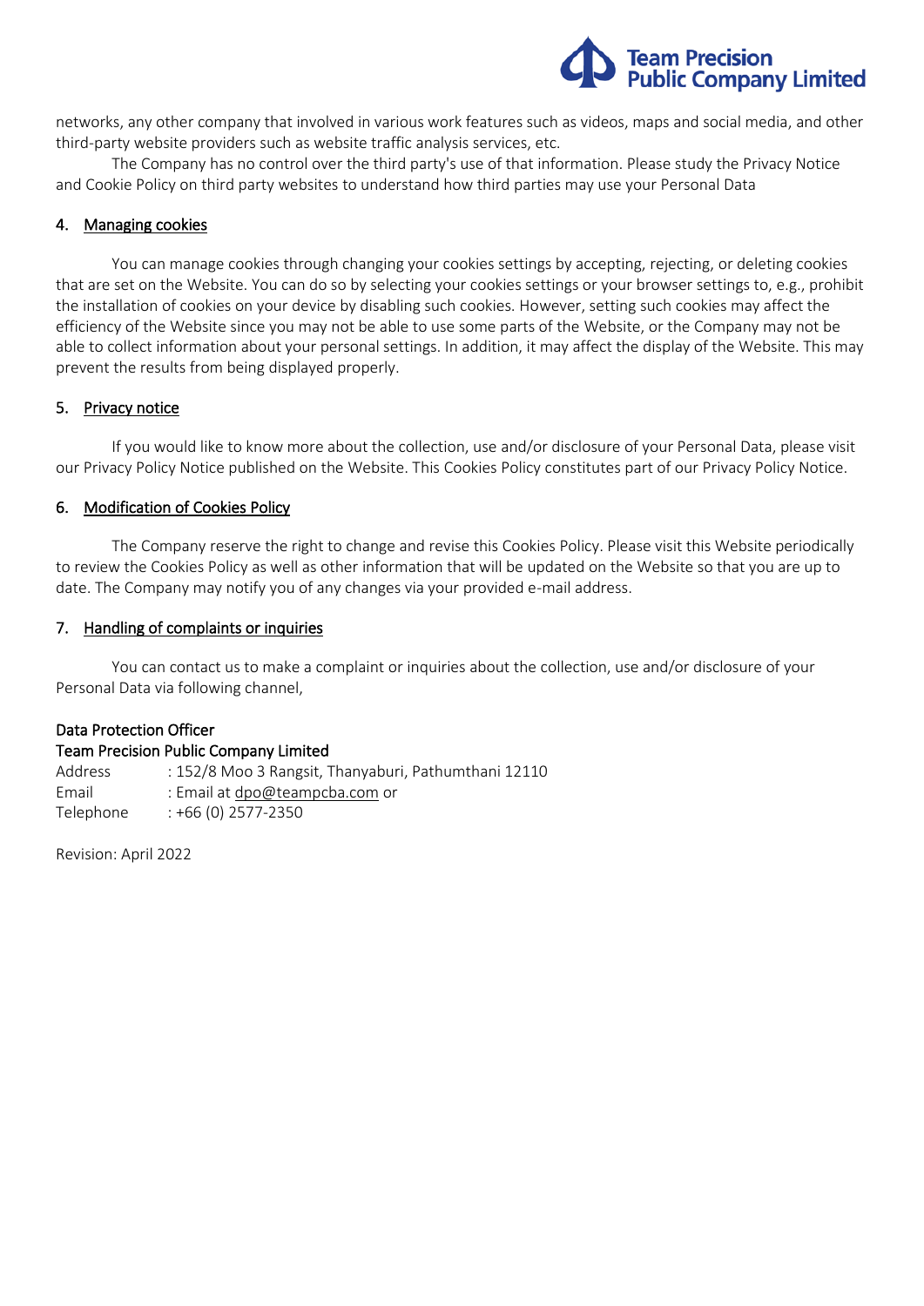networks, any other company that involved in various work features such as videos, maps and social media, and other third-party website providers such as website traffic analysis services, etc.

The Company has no control over the third party's use of that information. Please study the Privacy Notice and Cookie Policy on third party websites to understand how third parties may use your Personal Data

## 4. Managing cookies

You can manage cookies through changing your cookies settings by accepting, rejecting, or deleting cookies that are set on the Website. You can do so by selecting your cookies settings or your browser settings to, e.g., prohibit the installation of cookies on your device by disabling such cookies. However, setting such cookies may affect the efficiency of the Website since you may not be able to use some parts of the Website, or the Company may not be able to collect information about your personal settings. In addition, it may affect the display of the Website. This may prevent the results from being displayed properly.

## 5. Privacy notice

If you would like to know more about the collection, use and/or disclosure of your Personal Data, please visit our Privacy Policy Notice published on the Website. This Cookies Policy constitutes part of our Privacy Policy Notice.

## 6. Modification of Cookies Policy

The Company reserve the right to change and revise this Cookies Policy. Please visit this Website periodically to review the Cookies Policy as well as other information that will be updated on the Website so that you are up to date. The Company may notify you of any changes via your provided e-mail address.

## 7. Handling of complaints or inquiries

You can contact us to make a complaint or inquiries about the collection, use and/or disclosure of your Personal Data via following channel,

**Data Protection Officer**
**Team Precision Public Company Limited**

Address : 152/8 Moo 3 Rangsit, Thanyaburi, Pathumthani 12110
Email : Email at dpo@teampcba.com or
Telephone : +66 (0) 2577-2350

Revision: April 2022